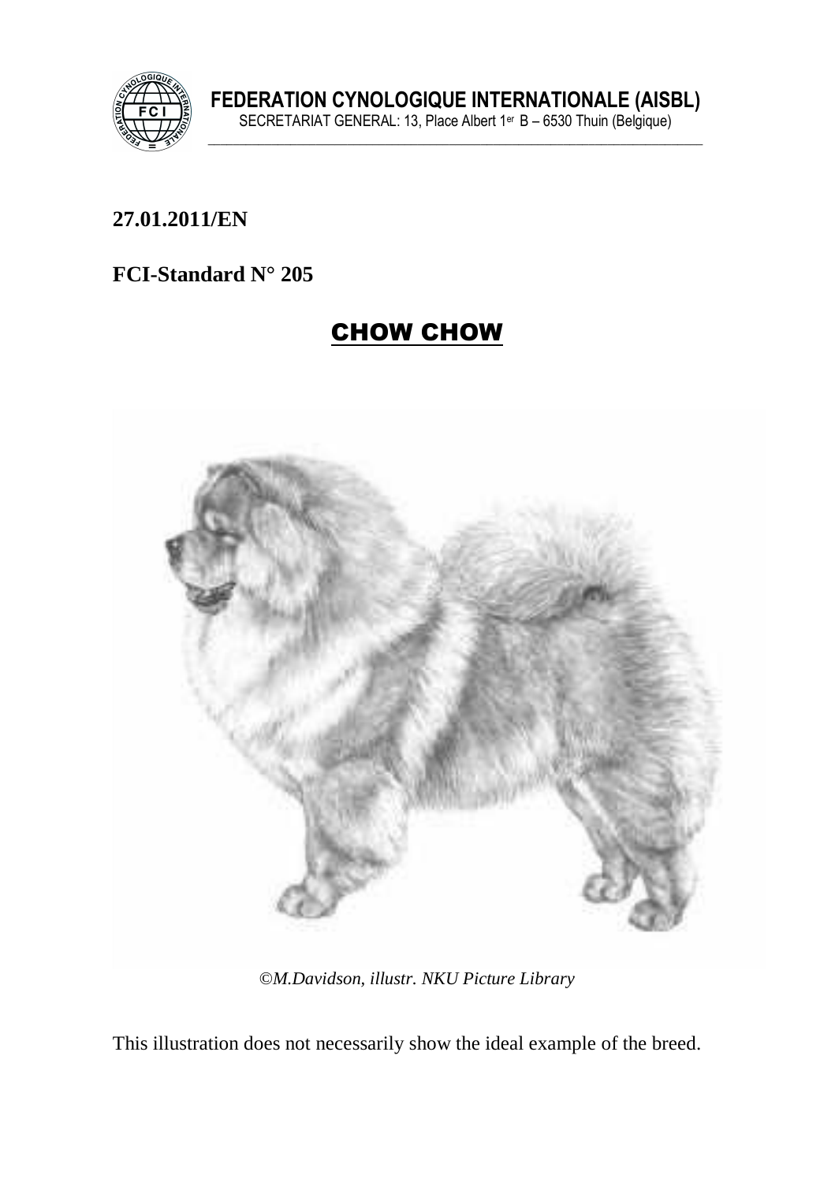**FEDERATION CYNOLOGIQUE INTERNATIONALE (AISBL)**
SECRETARIAT GENERAL: 13, Place Albert 1er B – 6530 Thuin (Belgique)

**27.01.2011/EN**

**FCI-Standard N° 205**

# CHOW CHOW

*©M.Davidson, illustr. NKU Picture Library*

This illustration does not necessarily show the ideal example of the breed.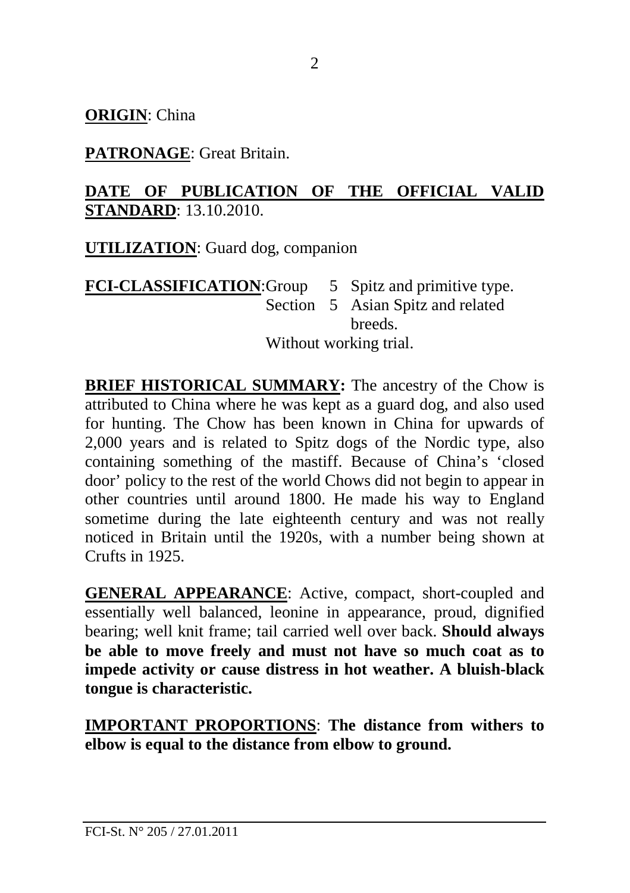**<u>ORIGIN</u>**: China

**<u>PATRONAGE</u>**: Great Britain.

**<u>DATE OF PUBLICATION OF THE OFFICIAL VALID STANDARD</u>**: 13.10.2010.

**<u>UTILIZATION</u>**: Guard dog, companion

**<u>FCI-CLASSIFICATION</u>**: Group 5 Spitz and primitive type.
Section 5 Asian Spitz and related breeds.
Without working trial.

**<u>BRIEF HISTORICAL SUMMARY</u>:** The ancestry of the Chow is attributed to China where he was kept as a guard dog, and also used for hunting. The Chow has been known in China for upwards of 2,000 years and is related to Spitz dogs of the Nordic type, also containing something of the mastiff. Because of China's 'closed door' policy to the rest of the world Chows did not begin to appear in other countries until around 1800. He made his way to England sometime during the late eighteenth century and was not really noticed in Britain until the 1920s, with a number being shown at Crufts in 1925.

**<u>GENERAL APPEARANCE</u>**: Active, compact, short-coupled and essentially well balanced, leonine in appearance, proud, dignified bearing; well knit frame; tail carried well over back. **Should always be able to move freely and must not have so much coat as to impede activity or cause distress in hot weather. A bluish-black tongue is characteristic.**

**<u>IMPORTANT PROPORTIONS</u>**: **The distance from withers to elbow is equal to the distance from elbow to ground.**

FCI-St. N° 205 / 27.01.2011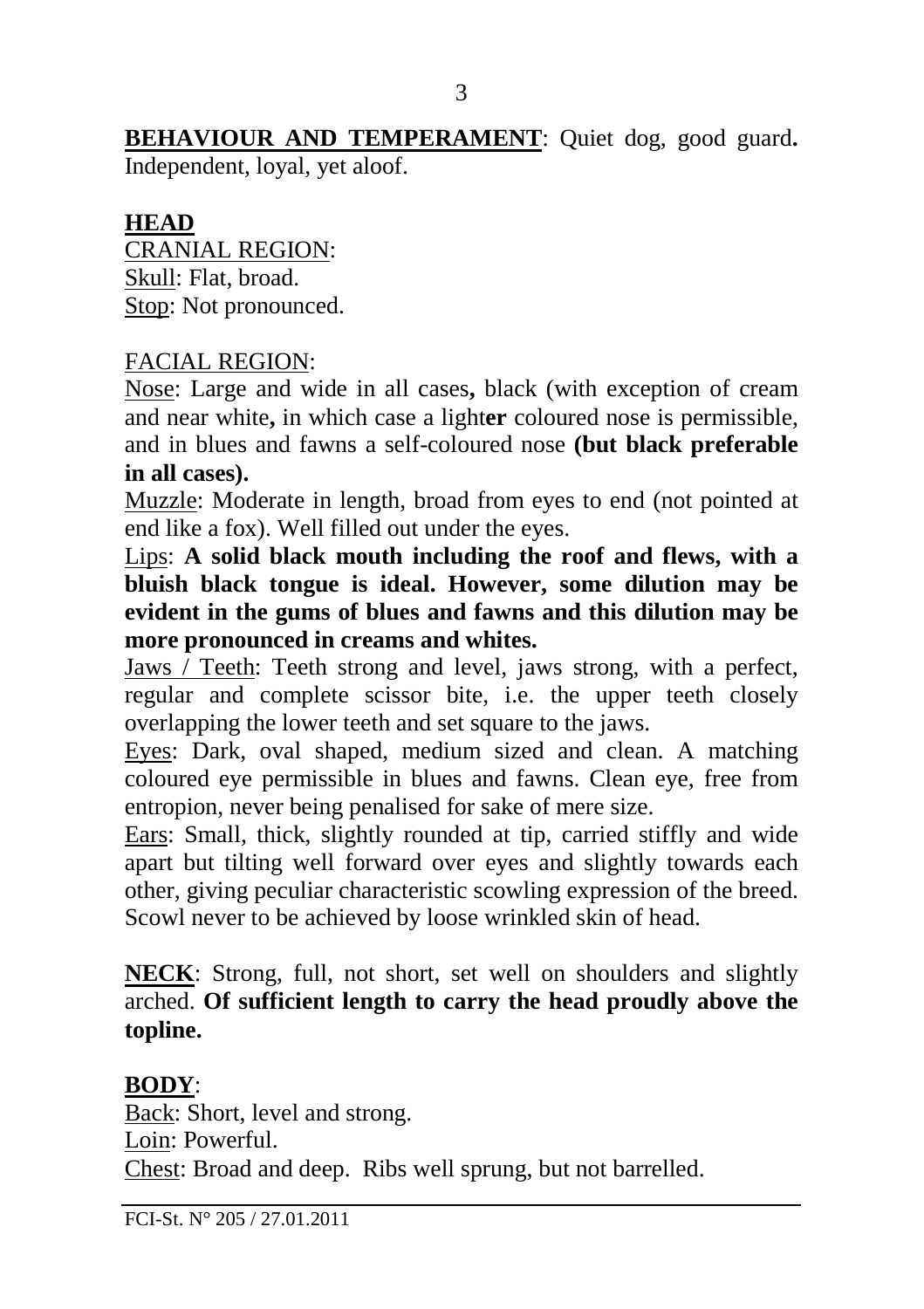**BEHAVIOUR AND TEMPERAMENT**: Quiet dog, good guard**.** Independent, loyal, yet aloof.

**HEAD**

CRANIAL REGION:

Skull: Flat, broad.

Stop: Not pronounced.

FACIAL REGION:

Nose: Large and wide in all cases**,** black (with exception of cream and near white**,** in which case a light**er** coloured nose is permissible, and in blues and fawns a self-coloured nose **(but black preferable in all cases).**

Muzzle: Moderate in length, broad from eyes to end (not pointed at end like a fox). Well filled out under the eyes.

Lips: **A solid black mouth including the roof and flews, with a bluish black tongue is ideal. However, some dilution may be evident in the gums of blues and fawns and this dilution may be more pronounced in creams and whites.**

Jaws / Teeth: Teeth strong and level, jaws strong, with a perfect, regular and complete scissor bite, i.e. the upper teeth closely overlapping the lower teeth and set square to the jaws.

Eyes: Dark, oval shaped, medium sized and clean. A matching coloured eye permissible in blues and fawns. Clean eye, free from entropion, never being penalised for sake of mere size.

Ears: Small, thick, slightly rounded at tip, carried stiffly and wide apart but tilting well forward over eyes and slightly towards each other, giving peculiar characteristic scowling expression of the breed. Scowl never to be achieved by loose wrinkled skin of head.

**NECK**: Strong, full, not short, set well on shoulders and slightly arched. **Of sufficient length to carry the head proudly above the topline.**

**BODY**:

Back: Short, level and strong.

Loin: Powerful.

Chest: Broad and deep. Ribs well sprung, but not barrelled.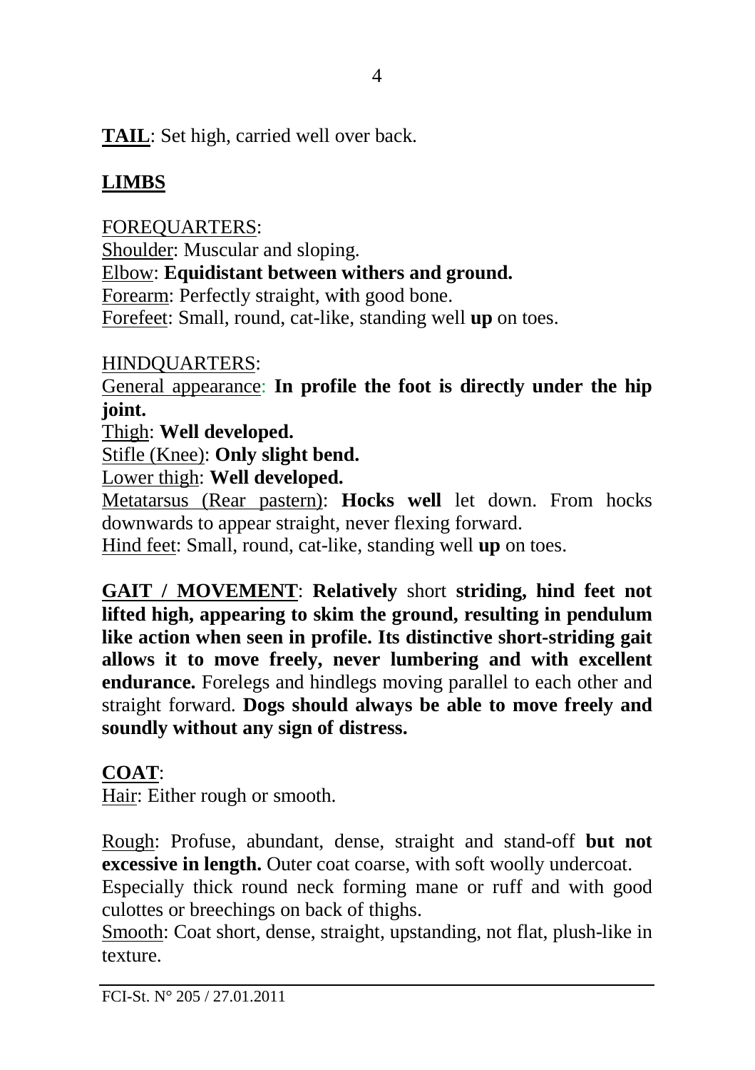**TAIL**: Set high, carried well over back.

## LIMBS

FOREQUARTERS:
Shoulder: Muscular and sloping.
Elbow: **Equidistant between withers and ground.**
Forearm: Perfectly straight, with good bone.
Forefeet: Small, round, cat-like, standing well **up** on toes.

HINDQUARTERS:
General appearance: **In profile the foot is directly under the hip joint.**
Thigh: **Well developed.**
Stifle (Knee): **Only slight bend.**
Lower thigh: **Well developed.**
Metatarsus (Rear pastern): **Hocks well** let down. From hocks downwards to appear straight, never flexing forward.
Hind feet: Small, round, cat-like, standing well **up** on toes.

**GAIT / MOVEMENT**: **Relatively** short **striding, hind feet not lifted high, appearing to skim the ground, resulting in pendulum like action when seen in profile. Its distinctive short-striding gait allows it to move freely, never lumbering and with excellent endurance.** Forelegs and hindlegs moving parallel to each other and straight forward. **Dogs should always be able to move freely and soundly without any sign of distress.**

**COAT**:
Hair: Either rough or smooth.

Rough: Profuse, abundant, dense, straight and stand-off **but not excessive in length.** Outer coat coarse, with soft woolly undercoat.
Especially thick round neck forming mane or ruff and with good culottes or breechings on back of thighs.
Smooth: Coat short, dense, straight, upstanding, not flat, plush-like in texture.

FCI-St. N° 205 / 27.01.2011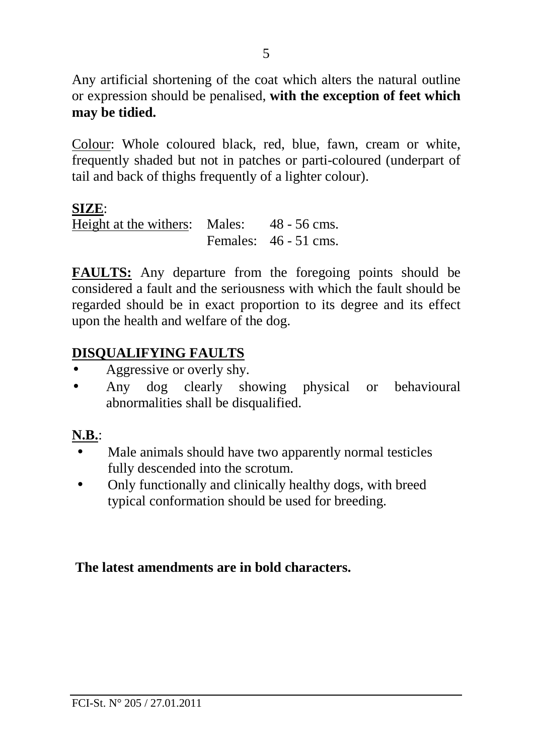Any artificial shortening of the coat which alters the natural outline or expression should be penalised, **with the exception of feet which may be tidied.**

Colour: Whole coloured black, red, blue, fawn, cream or white, frequently shaded but not in patches or parti-coloured (underpart of tail and back of thighs frequently of a lighter colour).

**SIZE**:

Height at the withers: Males: 48 - 56 cms.
Females: 46 - 51 cms.

**FAULTS:** Any departure from the foregoing points should be considered a fault and the seriousness with which the fault should be regarded should be in exact proportion to its degree and its effect upon the health and welfare of the dog.

**DISQUALIFYING FAULTS**

- Aggressive or overly shy.
- Any dog clearly showing physical or behavioural abnormalities shall be disqualified.

**N.B.**:

- Male animals should have two apparently normal testicles fully descended into the scrotum.
- Only functionally and clinically healthy dogs, with breed typical conformation should be used for breeding.

**The latest amendments are in bold characters.**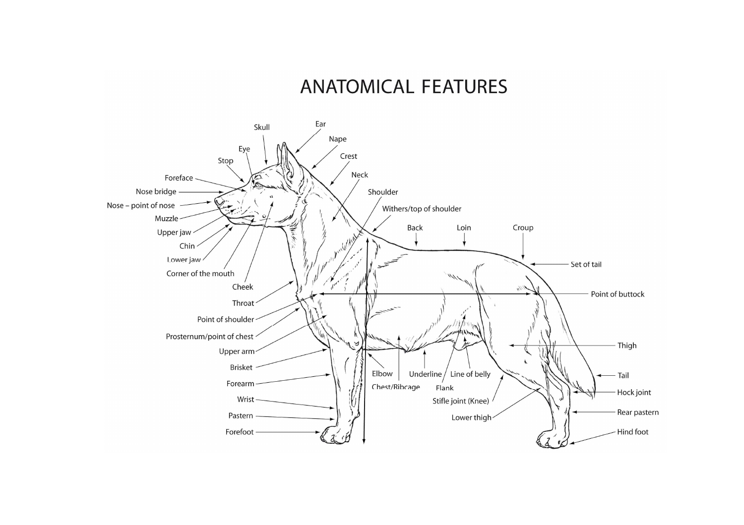# ANATOMICAL FEATURES

Skull
Ear
Nape
Eye
Stop
Crest
Neck
Foreface
Nose bridge
Nose – point of nose
Shoulder
Withers/top of shoulder
Muzzle
Upper jaw
Back
Loin
Croup
Chin
Lower jaw
Set of tail
Corner of the mouth
Cheek
Point of buttock
Throat
Point of shoulder
Prosternum/point of chest
Thigh
Upper arm
Brisket
Elbow
Underline
Line of belly
Tail
Forearm
Chest/Ribcage
Flank
Hock joint
Wrist
Stifle joint (Knee)
Rear pastern
Pastern
Lower thigh
Forefoot
Hind foot